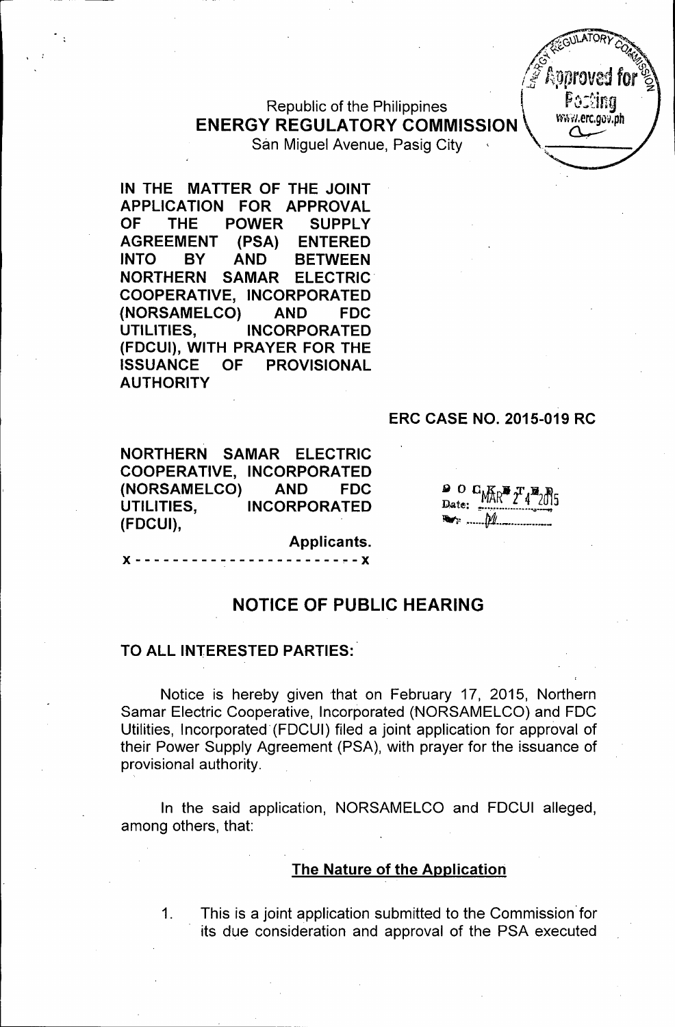Republic of the Philippines
**ENERGY REGULATORY COMMISSION**
San Miguel Avenue, Pasig City

**IN THE MATTER OF THE JOINT APPLICATION FOR APPROVAL OF THE POWER SUPPLY AGREEMENT (PSA) ENTERED INTO BY AND BETWEEN NORTHERN SAMAR ELECTRIC COOPERATIVE, INCORPORATED (NORSAMELCO) AND FDC UTILITIES, INCORPORATED (FDCUI), WITH PRAYER FOR THE ISSUANCE OF PROVISIONAL AUTHORITY**

**ERC CASE NO. 2015-019 RC**

**NORTHERN SAMAR ELECTRIC COOPERATIVE, INCORPORATED (NORSAMELCO) AND FDC UTILITIES, INCORPORATED (FDCUI),**

**Applicants.**

x - - - - - - - - - - - - - - - - - - - - - - - - x

DOCKETED
Date: MAR 24 2015

## NOTICE OF PUBLIC HEARING

**TO ALL INTERESTED PARTIES:**

Notice is hereby given that on February 17, 2015, Northern Samar Electric Cooperative, Incorporated (NORSAMELCO) and FDC Utilities, Incorporated (FDCUI) filed a joint application for approval of their Power Supply Agreement (PSA), with prayer for the issuance of provisional authority.

In the said application, NORSAMELCO and FDCUI alleged, among others, that:

### The Nature of the Application

1. This is a joint application submitted to the Commission for its due consideration and approval of the PSA executed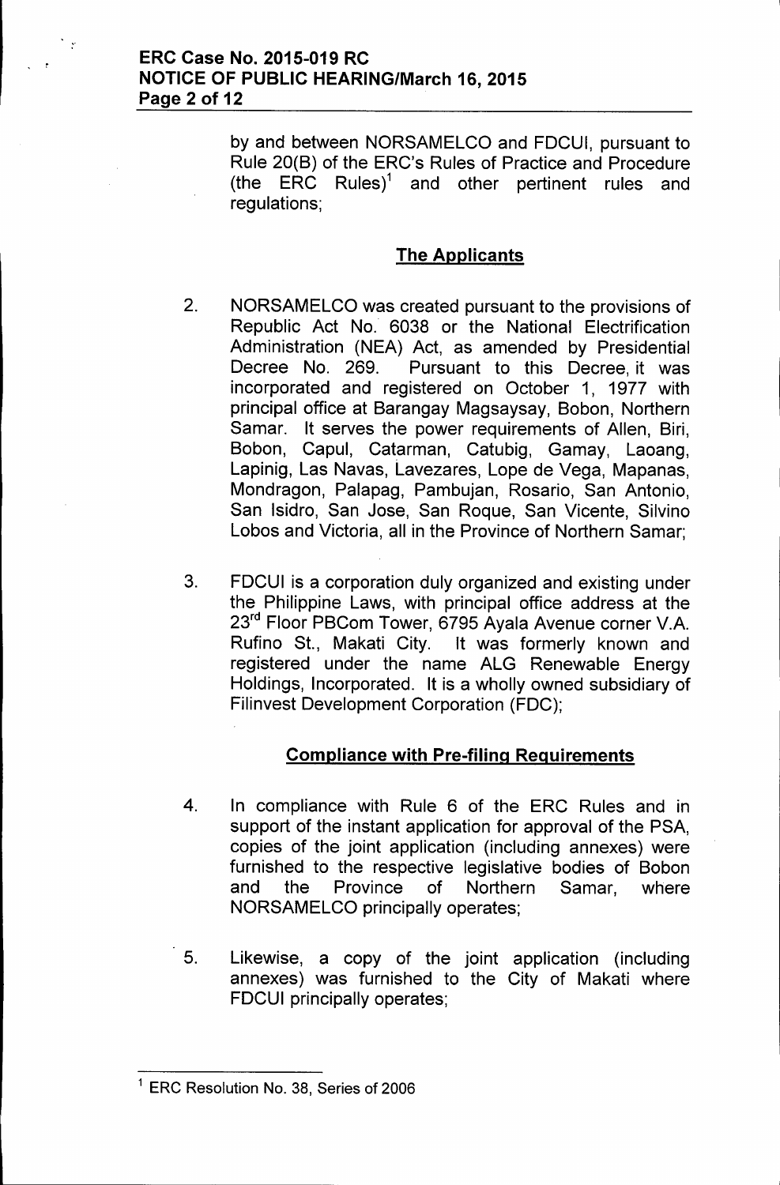by and between NORSAMELCO and FDCUI, pursuant to Rule 20(B) of the ERC's Rules of Practice and Procedure (the ERC Rules)[1] and other pertinent rules and regulations;

## The Applicants

2. NORSAMELCO was created pursuant to the provisions of Republic Act No. 6038 or the National Electrification Administration (NEA) Act, as amended by Presidential Decree No. 269. Pursuant to this Decree, it was incorporated and registered on October 1, 1977 with principal office at Barangay Magsaysay, Bobon, Northern Samar. It serves the power requirements of Allen, Biri, Bobon, Capul, Catarman, Catubig, Gamay, Laoang, Lapinig, Las Navas, Lavezares, Lope de Vega, Mapanas, Mondragon, Palapag, Pambujan, Rosario, San Antonio, San Isidro, San Jose, San Roque, San Vicente, Silvino Lobos and Victoria, all in the Province of Northern Samar;

3. FDCUI is a corporation duly organized and existing under the Philippine Laws, with principal office address at the 23rd Floor PBCom Tower, 6795 Ayala Avenue corner V.A. Rufino St., Makati City. It was formerly known and registered under the name ALG Renewable Energy Holdings, Incorporated. It is a wholly owned subsidiary of Filinvest Development Corporation (FDC);

## Compliance with Pre-filing Requirements

4. In compliance with Rule 6 of the ERC Rules and in support of the instant application for approval of the PSA, copies of the joint application (including annexes) were furnished to the respective legislative bodies of Bobon and the Province of Northern Samar, where NORSAMELCO principally operates;

5. Likewise, a copy of the joint application (including annexes) was furnished to the City of Makati where FDCUI principally operates;

---

[1] ERC Resolution No. 38, Series of 2006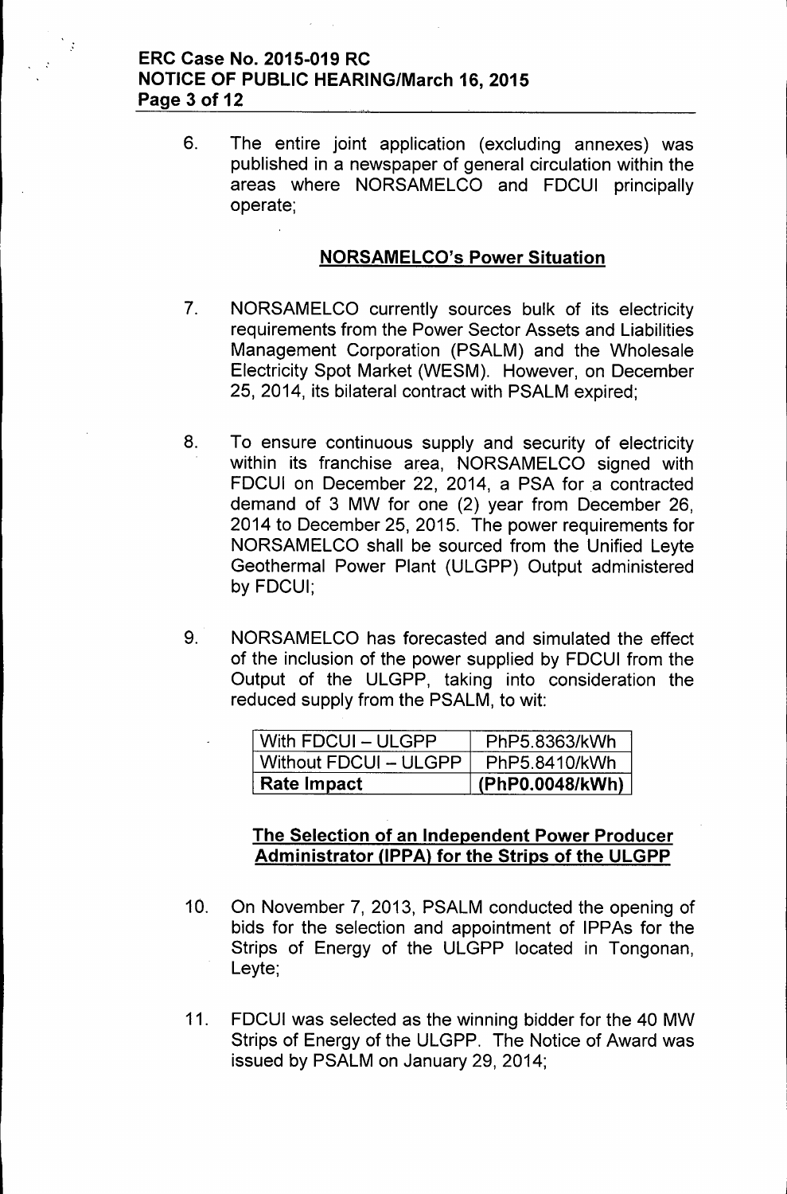6. The entire joint application (excluding annexes) was published in a newspaper of general circulation within the areas where NORSAMELCO and FDCUI principally operate;

## NORSAMELCO's Power Situation

7. NORSAMELCO currently sources bulk of its electricity requirements from the Power Sector Assets and Liabilities Management Corporation (PSALM) and the Wholesale Electricity Spot Market (WESM). However, on December 25, 2014, its bilateral contract with PSALM expired;

8. To ensure continuous supply and security of electricity within its franchise area, NORSAMELCO signed with FDCUI on December 22, 2014, a PSA for a contracted demand of 3 MW for one (2) year from December 26, 2014 to December 25, 2015. The power requirements for NORSAMELCO shall be sourced from the Unified Leyte Geothermal Power Plant (ULGPP) Output administered by FDCUI;

9. NORSAMELCO has forecasted and simulated the effect of the inclusion of the power supplied by FDCUI from the Output of the ULGPP, taking into consideration the reduced supply from the PSALM, to wit:

| | |
|---|---|
| With FDCUI – ULGPP | PhP5.8363/kWh |
| Without FDCUI – ULGPP | PhP5.8410/kWh |
| **Rate Impact** | **(PhP0.0048/kWh)** |

## The Selection of an Independent Power Producer Administrator (IPPA) for the Strips of the ULGPP

10. On November 7, 2013, PSALM conducted the opening of bids for the selection and appointment of IPPAs for the Strips of Energy of the ULGPP located in Tongonan, Leyte;

11. FDCUI was selected as the winning bidder for the 40 MW Strips of Energy of the ULGPP. The Notice of Award was issued by PSALM on January 29, 2014;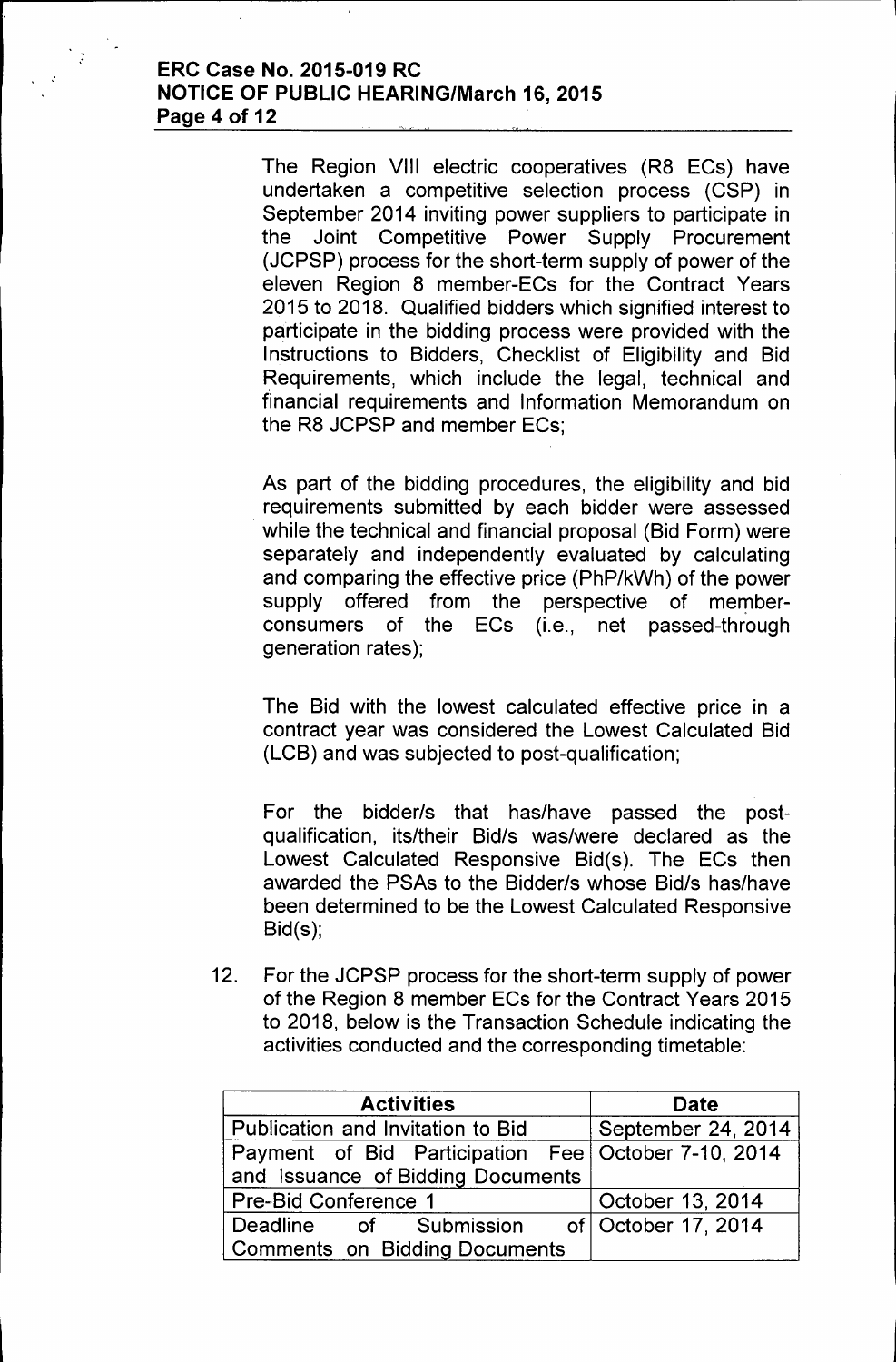The Region VIII electric cooperatives (R8 ECs) have undertaken a competitive selection process (CSP) in September 2014 inviting power suppliers to participate in the Joint Competitive Power Supply Procurement (JCPSP) process for the short-term supply of power of the eleven Region 8 member-ECs for the Contract Years 2015 to 2018. Qualified bidders which signified interest to participate in the bidding process were provided with the Instructions to Bidders, Checklist of Eligibility and Bid Requirements, which include the legal, technical and financial requirements and Information Memorandum on the R8 JCPSP and member ECs;

As part of the bidding procedures, the eligibility and bid requirements submitted by each bidder were assessed while the technical and financial proposal (Bid Form) were separately and independently evaluated by calculating and comparing the effective price (PhP/kWh) of the power supply offered from the perspective of member-consumers of the ECs (i.e., net passed-through generation rates);

The Bid with the lowest calculated effective price in a contract year was considered the Lowest Calculated Bid (LCB) and was subjected to post-qualification;

For the bidder/s that has/have passed the post-qualification, its/their Bid/s was/were declared as the Lowest Calculated Responsive Bid(s). The ECs then awarded the PSAs to the Bidder/s whose Bid/s has/have been determined to be the Lowest Calculated Responsive Bid(s);

12. For the JCPSP process for the short-term supply of power of the Region 8 member ECs for the Contract Years 2015 to 2018, below is the Transaction Schedule indicating the activities conducted and the corresponding timetable:

| Activities | Date |
|---|---|
| Publication and Invitation to Bid | September 24, 2014 |
| Payment of Bid Participation Fee and Issuance of Bidding Documents | October 7-10, 2014 |
| Pre-Bid Conference 1 | October 13, 2014 |
| Deadline of Submission of Comments on Bidding Documents | October 17, 2014 |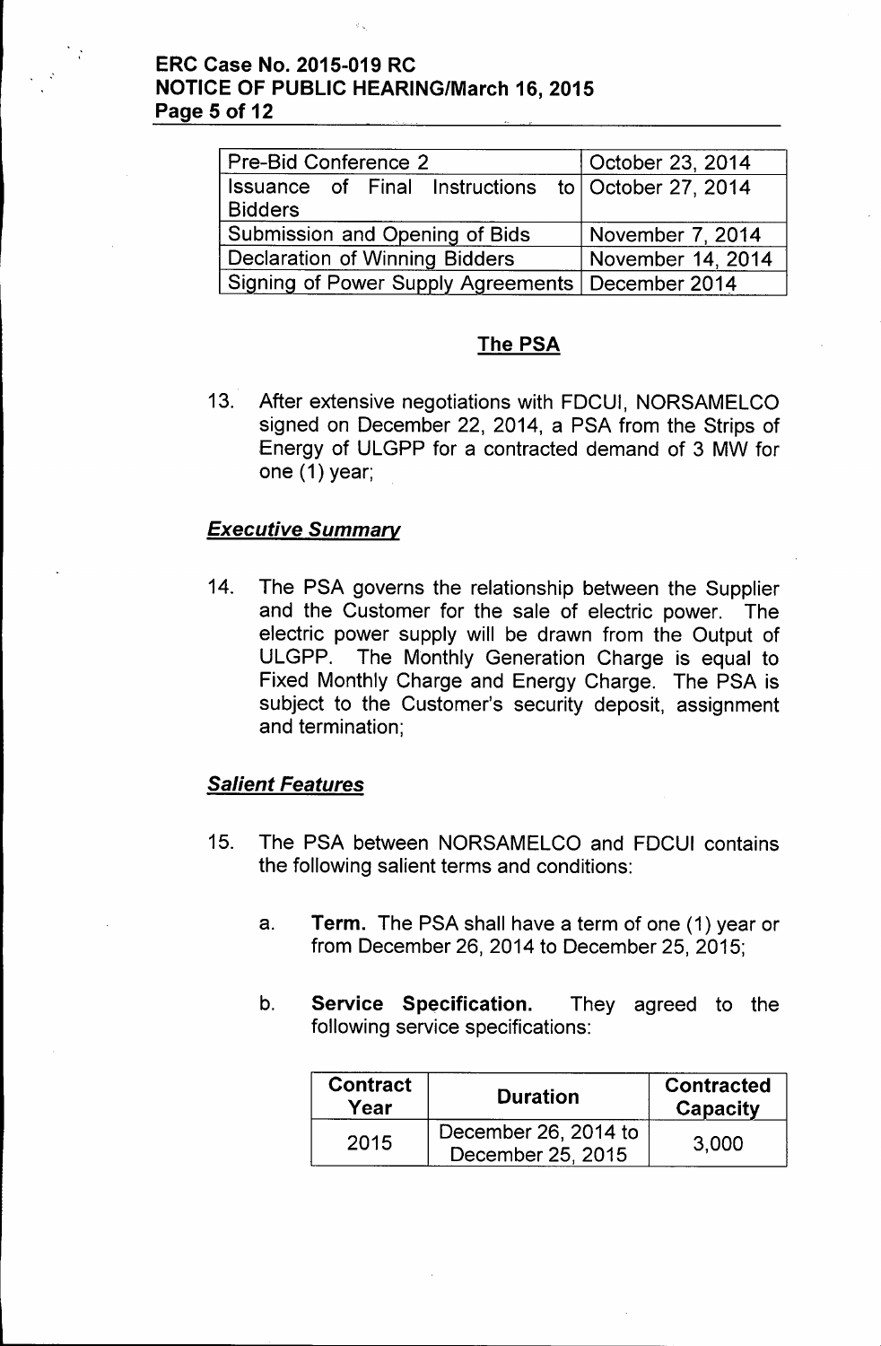| Pre-Bid Conference 2 | October 23, 2014 |
|---|---|
| Issuance of Final Instructions to Bidders | October 27, 2014 |
| Submission and Opening of Bids | November 7, 2014 |
| Declaration of Winning Bidders | November 14, 2014 |
| Signing of Power Supply Agreements | December 2014 |

## The PSA

13. After extensive negotiations with FDCUI, NORSAMELCO signed on December 22, 2014, a PSA from the Strips of Energy of ULGPP for a contracted demand of 3 MW for one (1) year;

### *Executive Summary*

14. The PSA governs the relationship between the Supplier and the Customer for the sale of electric power. The electric power supply will be drawn from the Output of ULGPP. The Monthly Generation Charge is equal to Fixed Monthly Charge and Energy Charge. The PSA is subject to the Customer's security deposit, assignment and termination;

### *Salient Features*

15. The PSA between NORSAMELCO and FDCUI contains the following salient terms and conditions:

    a. **Term.** The PSA shall have a term of one (1) year or from December 26, 2014 to December 25, 2015;

    b. **Service Specification.** They agreed to the following service specifications:

| Contract Year | Duration | Contracted Capacity |
|---|---|---|
| 2015 | December 26, 2014 to December 25, 2015 | 3,000 |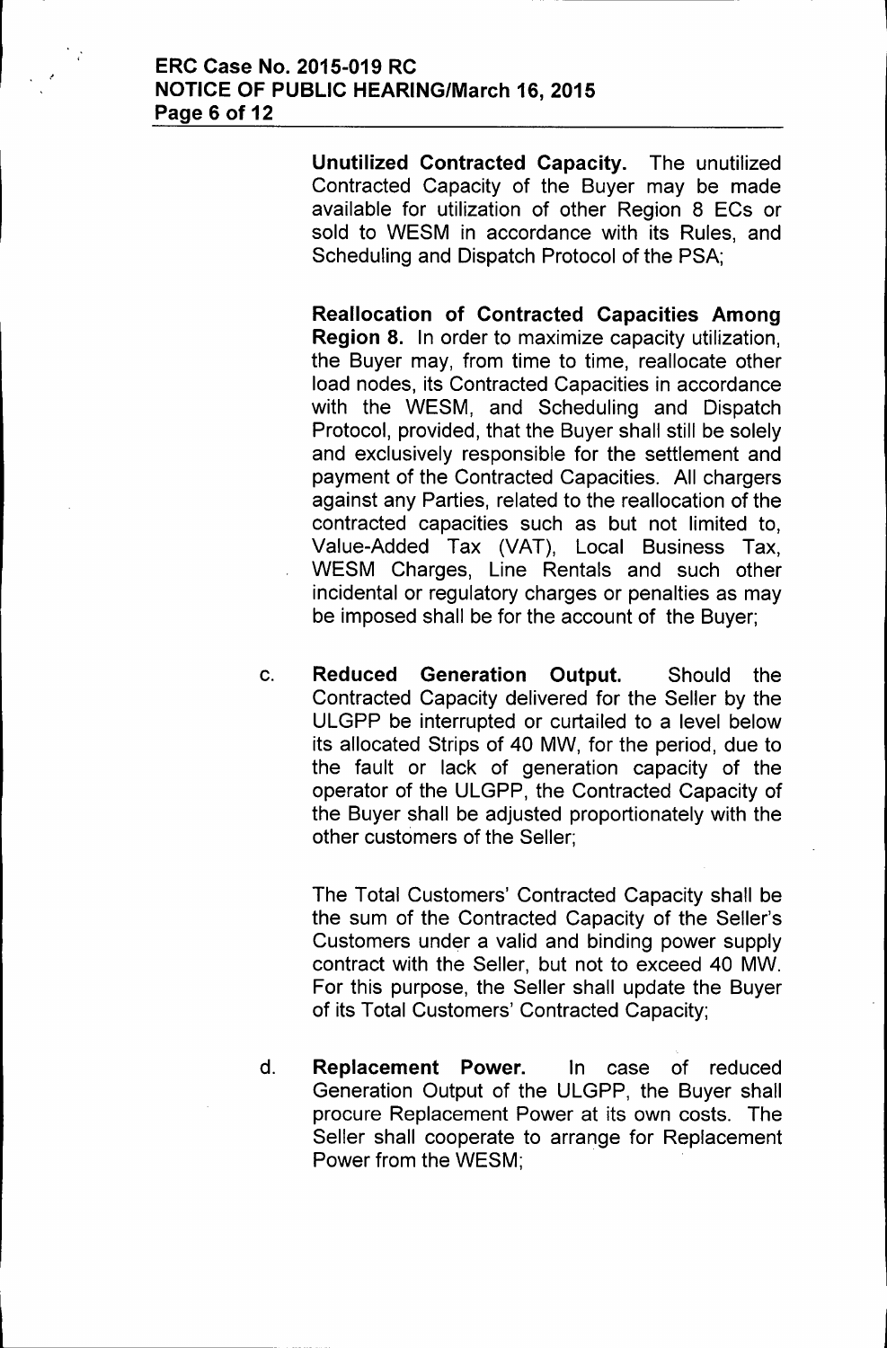**Unutilized Contracted Capacity.** The unutilized Contracted Capacity of the Buyer may be made available for utilization of other Region 8 ECs or sold to WESM in accordance with its Rules, and Scheduling and Dispatch Protocol of the PSA;

**Reallocation of Contracted Capacities Among Region 8.** In order to maximize capacity utilization, the Buyer may, from time to time, reallocate other load nodes, its Contracted Capacities in accordance with the WESM, and Scheduling and Dispatch Protocol, provided, that the Buyer shall still be solely and exclusively responsible for the settlement and payment of the Contracted Capacities. All chargers against any Parties, related to the reallocation of the contracted capacities such as but not limited to, Value-Added Tax (VAT), Local Business Tax, WESM Charges, Line Rentals and such other incidental or regulatory charges or penalties as may be imposed shall be for the account of the Buyer;

c. **Reduced Generation Output.** Should the Contracted Capacity delivered for the Seller by the ULGPP be interrupted or curtailed to a level below its allocated Strips of 40 MW, for the period, due to the fault or lack of generation capacity of the operator of the ULGPP, the Contracted Capacity of the Buyer shall be adjusted proportionately with the other customers of the Seller;

   The Total Customers' Contracted Capacity shall be the sum of the Contracted Capacity of the Seller's Customers under a valid and binding power supply contract with the Seller, but not to exceed 40 MW. For this purpose, the Seller shall update the Buyer of its Total Customers' Contracted Capacity;

d. **Replacement Power.** In case of reduced Generation Output of the ULGPP, the Buyer shall procure Replacement Power at its own costs. The Seller shall cooperate to arrange for Replacement Power from the WESM;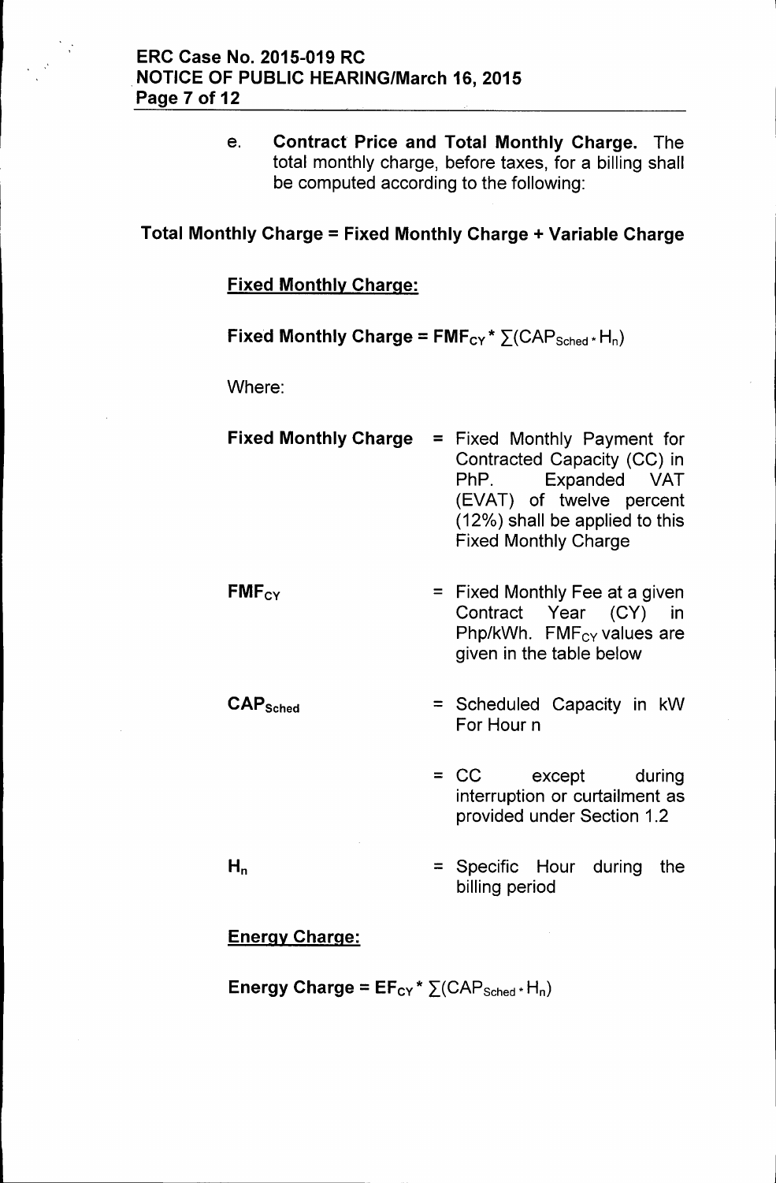e. **Contract Price and Total Monthly Charge.** The total monthly charge, before taxes, for a billing shall be computed according to the following:

**Total Monthly Charge = Fixed Monthly Charge + Variable Charge**

**Fixed Monthly Charge:**

$$\textbf{Fixed Monthly Charge} = FMF_{CY} * \sum(CAP_{Sched} * H_n)$$

Where:

| | | |
|---|---|---|
| **Fixed Monthly Charge** | = | Fixed Monthly Payment for Contracted Capacity (CC) in PhP. Expanded VAT (EVAT) of twelve percent (12%) shall be applied to this Fixed Monthly Charge |
| **$FMF_{CY}$** | = | Fixed Monthly Fee at a given Contract Year (CY) in Php/kWh. $FMF_{CY}$ values are given in the table below |
| **$CAP_{Sched}$** | = | Scheduled Capacity in kW For Hour n |
| | = | CC except during interruption or curtailment as provided under Section 1.2 |
| **$H_n$** | = | Specific Hour during the billing period |

**Energy Charge:**

$$\textbf{Energy Charge} = EF_{CY} * \sum(CAP_{Sched} * H_n)$$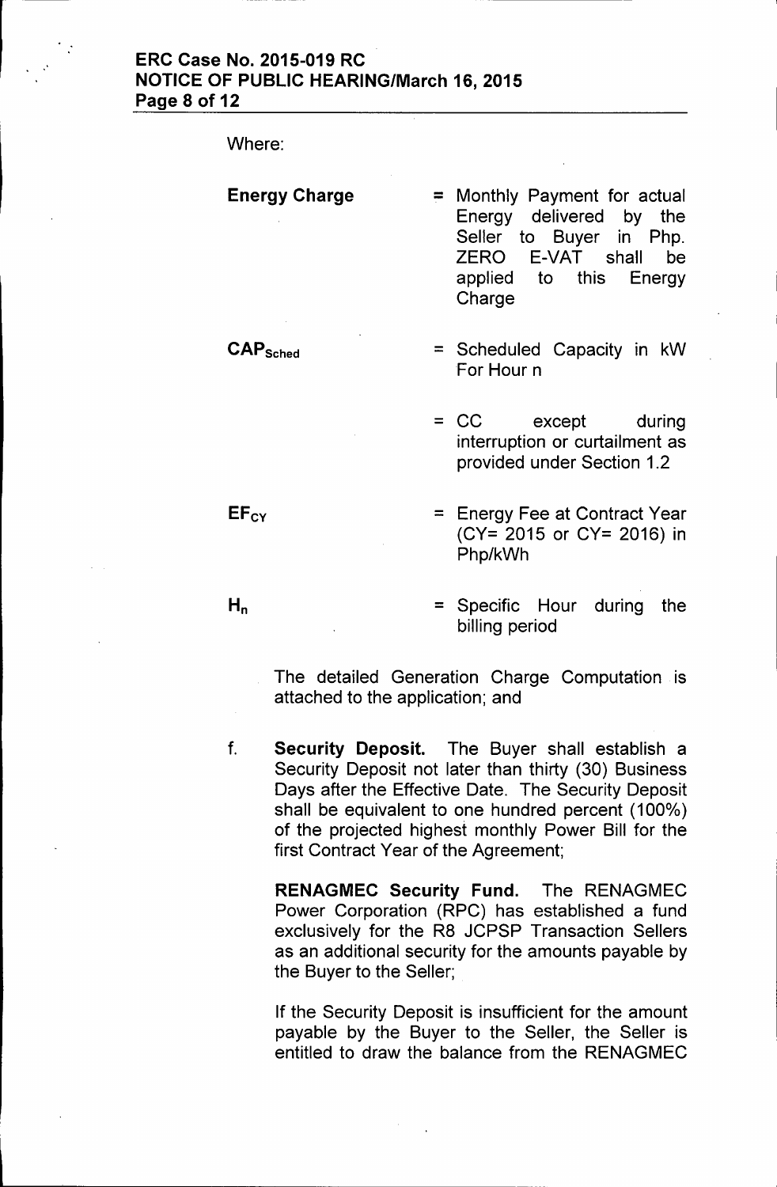Where:

| | | |
|---|---|---|
| **Energy Charge** | = | Monthly Payment for actual Energy delivered by the Seller to Buyer in Php. ZERO E-VAT shall be applied to this Energy Charge |
| $CAP_{Sched}$ | = | Scheduled Capacity in kW For Hour n |
| | = | CC except during interruption or curtailment as provided under Section 1.2 |
| $EF_{CY}$ | = | Energy Fee at Contract Year (CY= 2015 or CY= 2016) in Php/kWh |
| $H_n$ | = | Specific Hour during the billing period |

The detailed Generation Charge Computation is attached to the application; and

f. **Security Deposit.** The Buyer shall establish a Security Deposit not later than thirty (30) Business Days after the Effective Date. The Security Deposit shall be equivalent to one hundred percent (100%) of the projected highest monthly Power Bill for the first Contract Year of the Agreement;

   **RENAGMEC Security Fund.** The RENAGMEC Power Corporation (RPC) has established a fund exclusively for the R8 JCPSP Transaction Sellers as an additional security for the amounts payable by the Buyer to the Seller;

   If the Security Deposit is insufficient for the amount payable by the Buyer to the Seller, the Seller is entitled to draw the balance from the RENAGMEC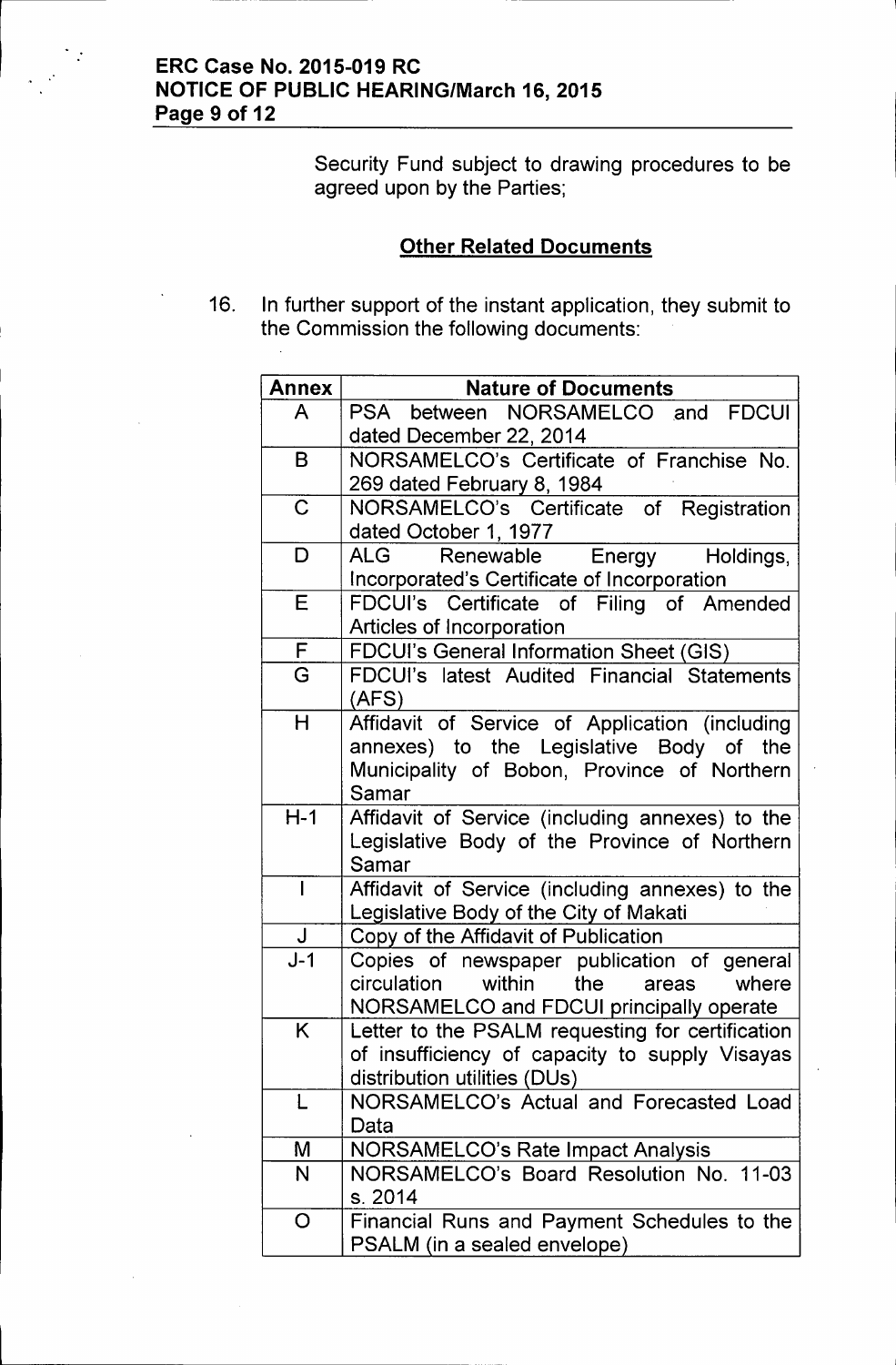Security Fund subject to drawing procedures to be agreed upon by the Parties;

## Other Related Documents

16. In further support of the instant application, they submit to the Commission the following documents:

| Annex | Nature of Documents |
|---|---|
| A | PSA between NORSAMELCO and FDCUI dated December 22, 2014 |
| B | NORSAMELCO's Certificate of Franchise No. 269 dated February 8, 1984 |
| C | NORSAMELCO's Certificate of Registration dated October 1, 1977 |
| D | ALG Renewable Energy Holdings, Incorporated's Certificate of Incorporation |
| E | FDCUI's Certificate of Filing of Amended Articles of Incorporation |
| F | FDCUI's General Information Sheet (GIS) |
| G | FDCUI's latest Audited Financial Statements (AFS) |
| H | Affidavit of Service of Application (including annexes) to the Legislative Body of the Municipality of Bobon, Province of Northern Samar |
| H-1 | Affidavit of Service (including annexes) to the Legislative Body of the Province of Northern Samar |
| I | Affidavit of Service (including annexes) to the Legislative Body of the City of Makati |
| J | Copy of the Affidavit of Publication |
| J-1 | Copies of newspaper publication of general circulation within the areas where NORSAMELCO and FDCUI principally operate |
| K | Letter to the PSALM requesting for certification of insufficiency of capacity to supply Visayas distribution utilities (DUs) |
| L | NORSAMELCO's Actual and Forecasted Load Data |
| M | NORSAMELCO's Rate Impact Analysis |
| N | NORSAMELCO's Board Resolution No. 11-03 s. 2014 |
| O | Financial Runs and Payment Schedules to the PSALM (in a sealed envelope) |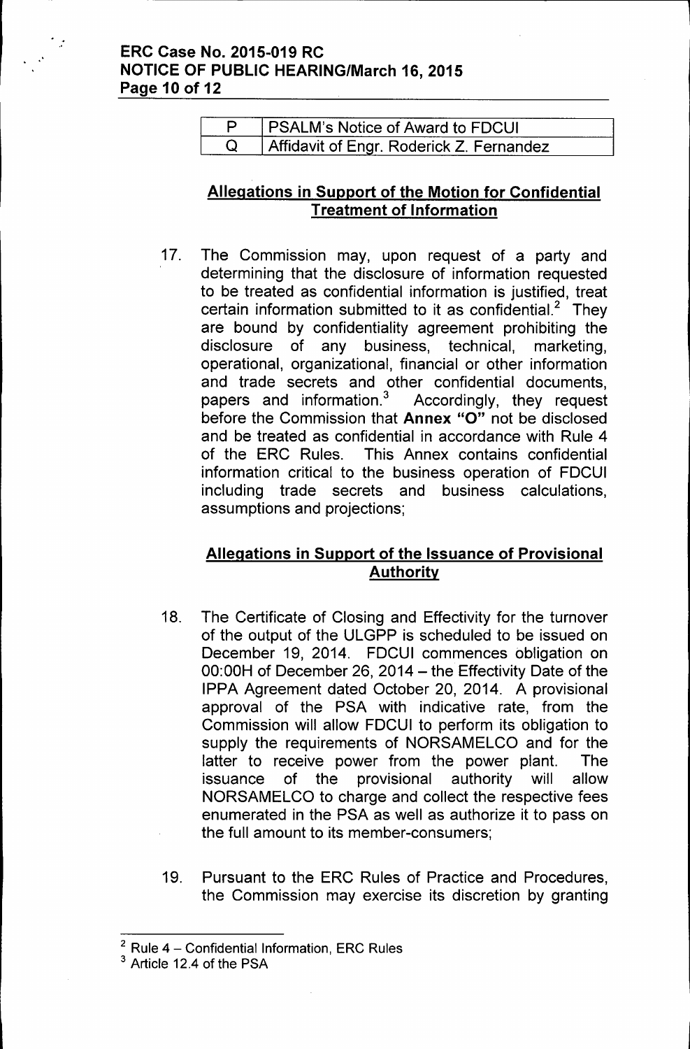| P | PSALM's Notice of Award to FDCUI |
|---|---|
| Q | Affidavit of Engr. Roderick Z. Fernandez |

## Allegations in Support of the Motion for Confidential Treatment of Information

17. The Commission may, upon request of a party and determining that the disclosure of information requested to be treated as confidential information is justified, treat certain information submitted to it as confidential.[2] They are bound by confidentiality agreement prohibiting the disclosure of any business, technical, marketing, operational, organizational, financial or other information and trade secrets and other confidential documents, papers and information.[3] Accordingly, they request before the Commission that **Annex "O"** not be disclosed and be treated as confidential in accordance with Rule 4 of the ERC Rules. This Annex contains confidential information critical to the business operation of FDCUI including trade secrets and business calculations, assumptions and projections;

## Allegations in Support of the Issuance of Provisional Authority

18. The Certificate of Closing and Effectivity for the turnover of the output of the ULGPP is scheduled to be issued on December 19, 2014. FDCUI commences obligation on 00:00H of December 26, 2014 – the Effectivity Date of the IPPA Agreement dated October 20, 2014. A provisional approval of the PSA with indicative rate, from the Commission will allow FDCUI to perform its obligation to supply the requirements of NORSAMELCO and for the latter to receive power from the power plant. The issuance of the provisional authority will allow NORSAMELCO to charge and collect the respective fees enumerated in the PSA as well as authorize it to pass on the full amount to its member-consumers;

19. Pursuant to the ERC Rules of Practice and Procedures, the Commission may exercise its discretion by granting

---

[2] Rule 4 – Confidential Information, ERC Rules

[3] Article 12.4 of the PSA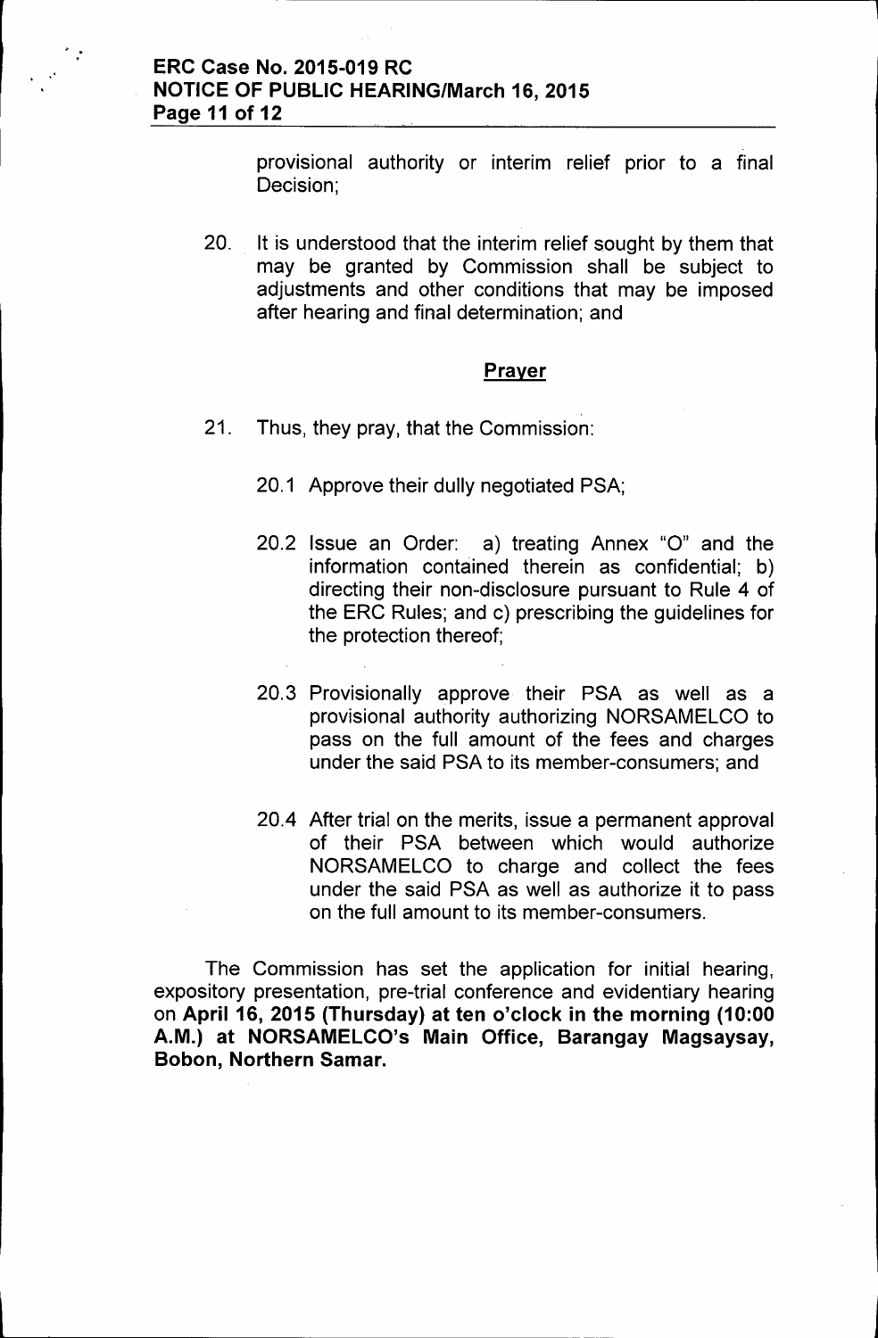provisional authority or interim relief prior to a final Decision;

20. It is understood that the interim relief sought by them that may be granted by Commission shall be subject to adjustments and other conditions that may be imposed after hearing and final determination; and

## Prayer

21. Thus, they pray, that the Commission:

    20.1 Approve their dully negotiated PSA;

    20.2 Issue an Order: a) treating Annex "O" and the information contained therein as confidential; b) directing their non-disclosure pursuant to Rule 4 of the ERC Rules; and c) prescribing the guidelines for the protection thereof;

    20.3 Provisionally approve their PSA as well as a provisional authority authorizing NORSAMELCO to pass on the full amount of the fees and charges under the said PSA to its member-consumers; and

    20.4 After trial on the merits, issue a permanent approval of their PSA between which would authorize NORSAMELCO to charge and collect the fees under the said PSA as well as authorize it to pass on the full amount to its member-consumers.

The Commission has set the application for initial hearing, expository presentation, pre-trial conference and evidentiary hearing on **April 16, 2015 (Thursday) at ten o'clock in the morning (10:00 A.M.) at NORSAMELCO's Main Office, Barangay Magsaysay, Bobon, Northern Samar.**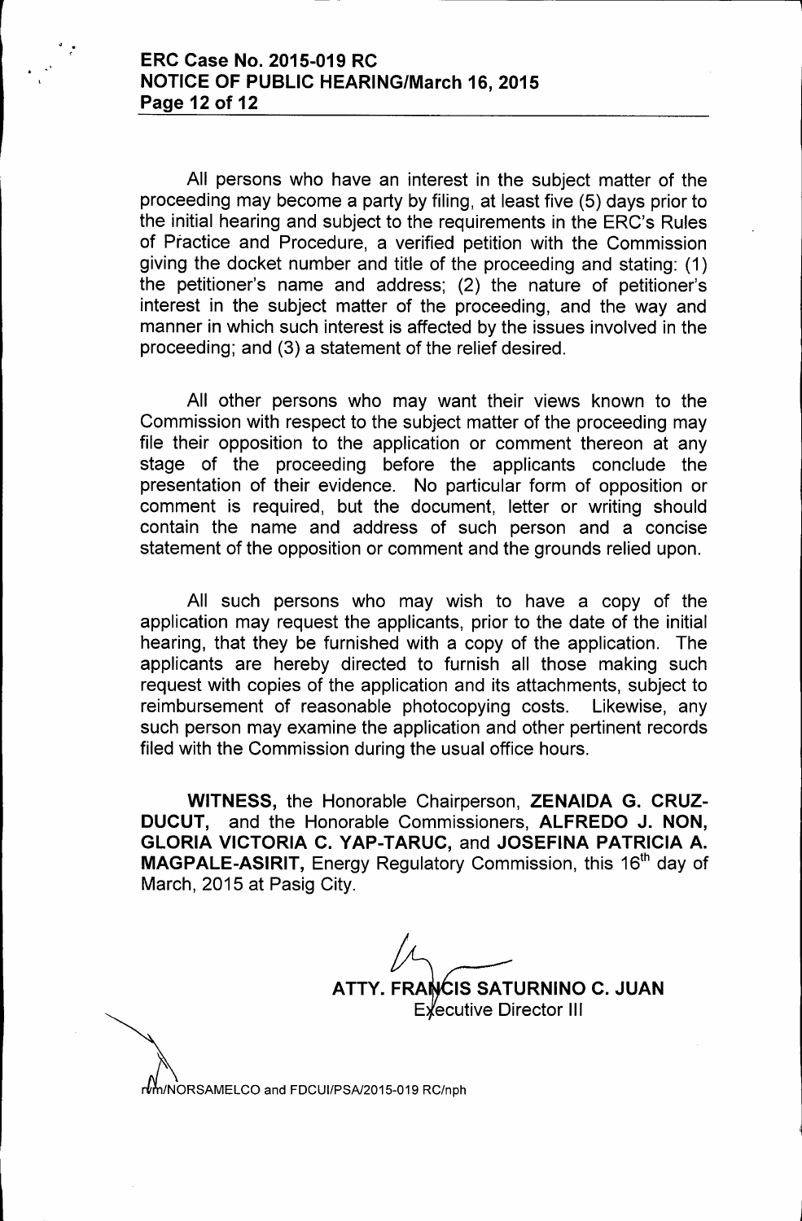All persons who have an interest in the subject matter of the proceeding may become a party by filing, at least five (5) days prior to the initial hearing and subject to the requirements in the ERC's Rules of Practice and Procedure, a verified petition with the Commission giving the docket number and title of the proceeding and stating: (1) the petitioner's name and address; (2) the nature of petitioner's interest in the subject matter of the proceeding, and the way and manner in which such interest is affected by the issues involved in the proceeding; and (3) a statement of the relief desired.

All other persons who may want their views known to the Commission with respect to the subject matter of the proceeding may file their opposition to the application or comment thereon at any stage of the proceeding before the applicants conclude the presentation of their evidence. No particular form of opposition or comment is required, but the document, letter or writing should contain the name and address of such person and a concise statement of the opposition or comment and the grounds relied upon.

All such persons who may wish to have a copy of the application may request the applicants, prior to the date of the initial hearing, that they be furnished with a copy of the application. The applicants are hereby directed to furnish all those making such request with copies of the application and its attachments, subject to reimbursement of reasonable photocopying costs. Likewise, any such person may examine the application and other pertinent records filed with the Commission during the usual office hours.

**WITNESS,** the Honorable Chairperson, **ZENAIDA G. CRUZ-DUCUT,** and the Honorable Commissioners, **ALFREDO J. NON, GLORIA VICTORIA C. YAP-TARUC,** and **JOSEFINA PATRICIA A. MAGPALE-ASIRIT,** Energy Regulatory Commission, this 16th day of March, 2015 at Pasig City.

**ATTY. FRANCIS SATURNINO C. JUAN**
Executive Director III

rvm/NORSAMELCO and FDCUI/PSA/2015-019 RC/nph